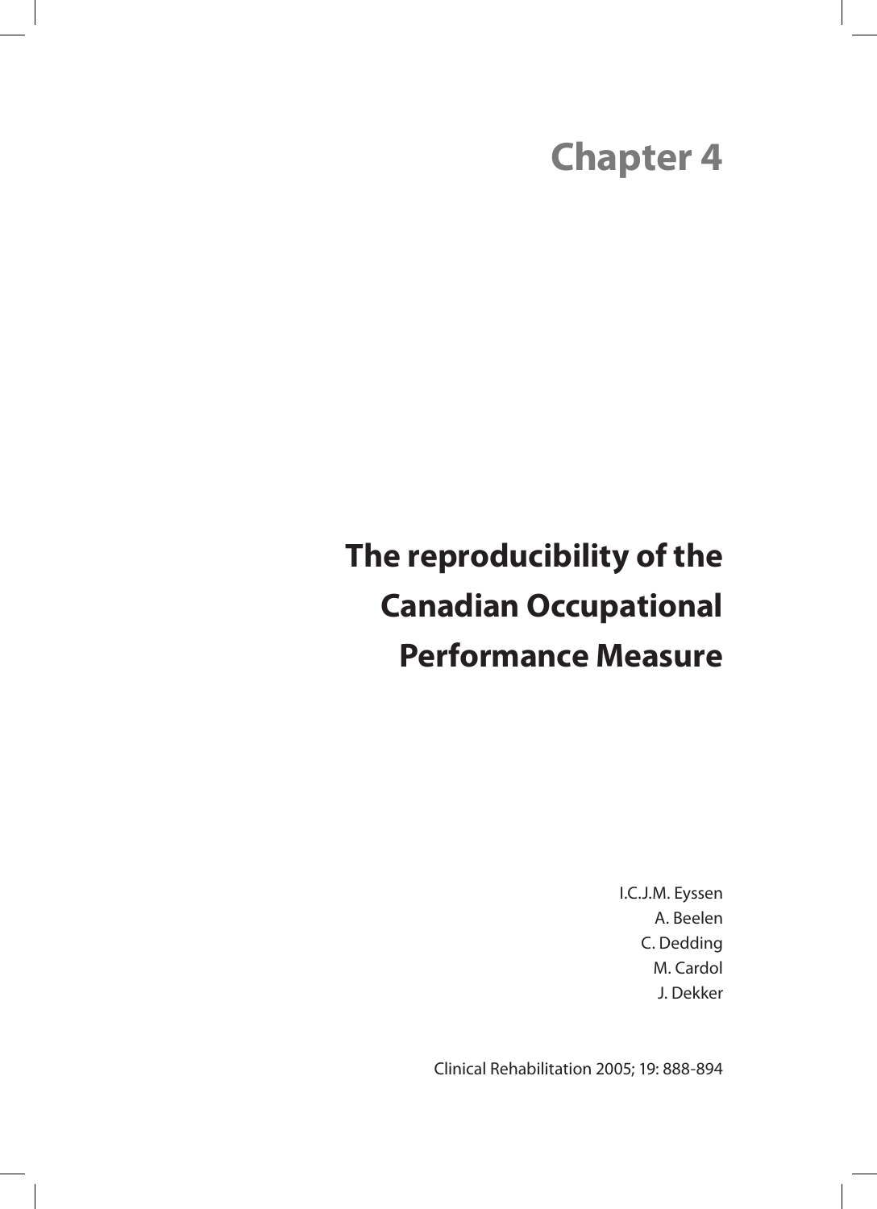# Chapter 4

# The reproducibility of the Canadian Occupational Performance Measure

I.C.J.M. Eyssen
A. Beelen
C. Dedding
M. Cardol
J. Dekker

Clinical Rehabilitation 2005; 19: 888-894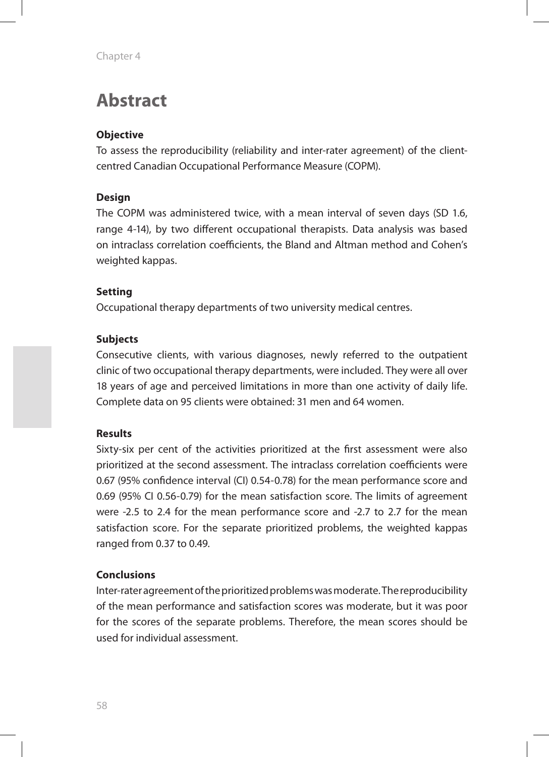# Abstract

### Objective

To assess the reproducibility (reliability and inter-rater agreement) of the client-centred Canadian Occupational Performance Measure (COPM).

### Design

The COPM was administered twice, with a mean interval of seven days (SD 1.6, range 4-14), by two different occupational therapists. Data analysis was based on intraclass correlation coefficients, the Bland and Altman method and Cohen's weighted kappas.

### Setting

Occupational therapy departments of two university medical centres.

### Subjects

Consecutive clients, with various diagnoses, newly referred to the outpatient clinic of two occupational therapy departments, were included. They were all over 18 years of age and perceived limitations in more than one activity of daily life. Complete data on 95 clients were obtained: 31 men and 64 women.

### Results

Sixty-six per cent of the activities prioritized at the first assessment were also prioritized at the second assessment. The intraclass correlation coefficients were 0.67 (95% confidence interval (CI) 0.54-0.78) for the mean performance score and 0.69 (95% CI 0.56-0.79) for the mean satisfaction score. The limits of agreement were -2.5 to 2.4 for the mean performance score and -2.7 to 2.7 for the mean satisfaction score. For the separate prioritized problems, the weighted kappas ranged from 0.37 to 0.49.

### Conclusions

Inter-rater agreement of the prioritized problems was moderate. The reproducibility of the mean performance and satisfaction scores was moderate, but it was poor for the scores of the separate problems. Therefore, the mean scores should be used for individual assessment.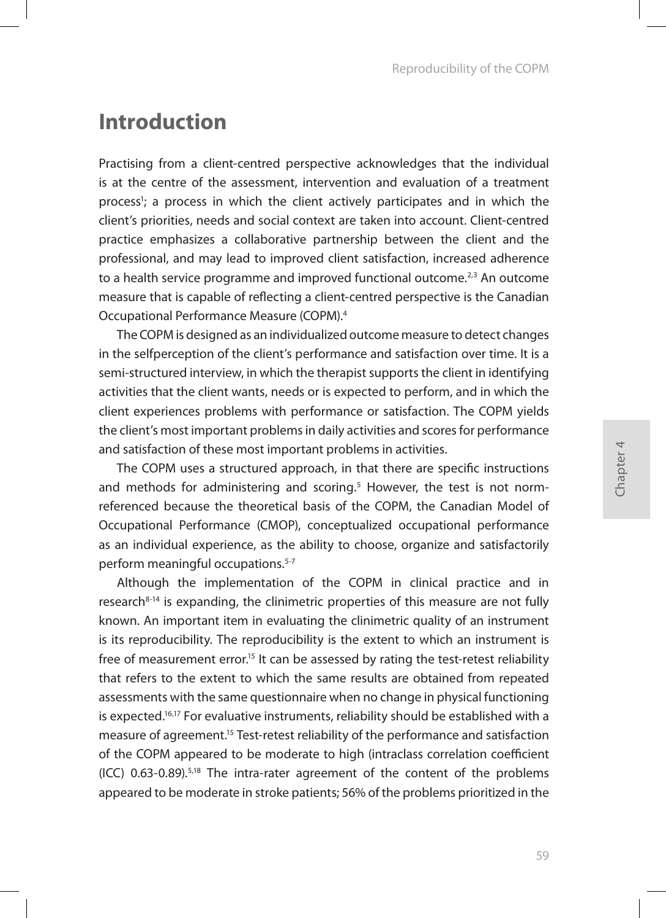# Introduction

Practising from a client-centred perspective acknowledges that the individual is at the centre of the assessment, intervention and evaluation of a treatment process[1]; a process in which the client actively participates and in which the client's priorities, needs and social context are taken into account. Client-centred practice emphasizes a collaborative partnership between the client and the professional, and may lead to improved client satisfaction, increased adherence to a health service programme and improved functional outcome.[2,3] An outcome measure that is capable of reflecting a client-centred perspective is the Canadian Occupational Performance Measure (COPM).[4]

The COPM is designed as an individualized outcome measure to detect changes in the selfperception of the client's performance and satisfaction over time. It is a semi-structured interview, in which the therapist supports the client in identifying activities that the client wants, needs or is expected to perform, and in which the client experiences problems with performance or satisfaction. The COPM yields the client's most important problems in daily activities and scores for performance and satisfaction of these most important problems in activities.

The COPM uses a structured approach, in that there are specific instructions and methods for administering and scoring.[5] However, the test is not norm-referenced because the theoretical basis of the COPM, the Canadian Model of Occupational Performance (CMOP), conceptualized occupational performance as an individual experience, as the ability to choose, organize and satisfactorily perform meaningful occupations.[5-7]

Although the implementation of the COPM in clinical practice and in research[8-14] is expanding, the clinimetric properties of this measure are not fully known. An important item in evaluating the clinimetric quality of an instrument is its reproducibility. The reproducibility is the extent to which an instrument is free of measurement error.[15] It can be assessed by rating the test-retest reliability that refers to the extent to which the same results are obtained from repeated assessments with the same questionnaire when no change in physical functioning is expected.[16,17] For evaluative instruments, reliability should be established with a measure of agreement.[15] Test-retest reliability of the performance and satisfaction of the COPM appeared to be moderate to high (intraclass correlation coefficient (ICC) 0.63-0.89).[5,18] The intra-rater agreement of the content of the problems appeared to be moderate in stroke patients; 56% of the problems prioritized in the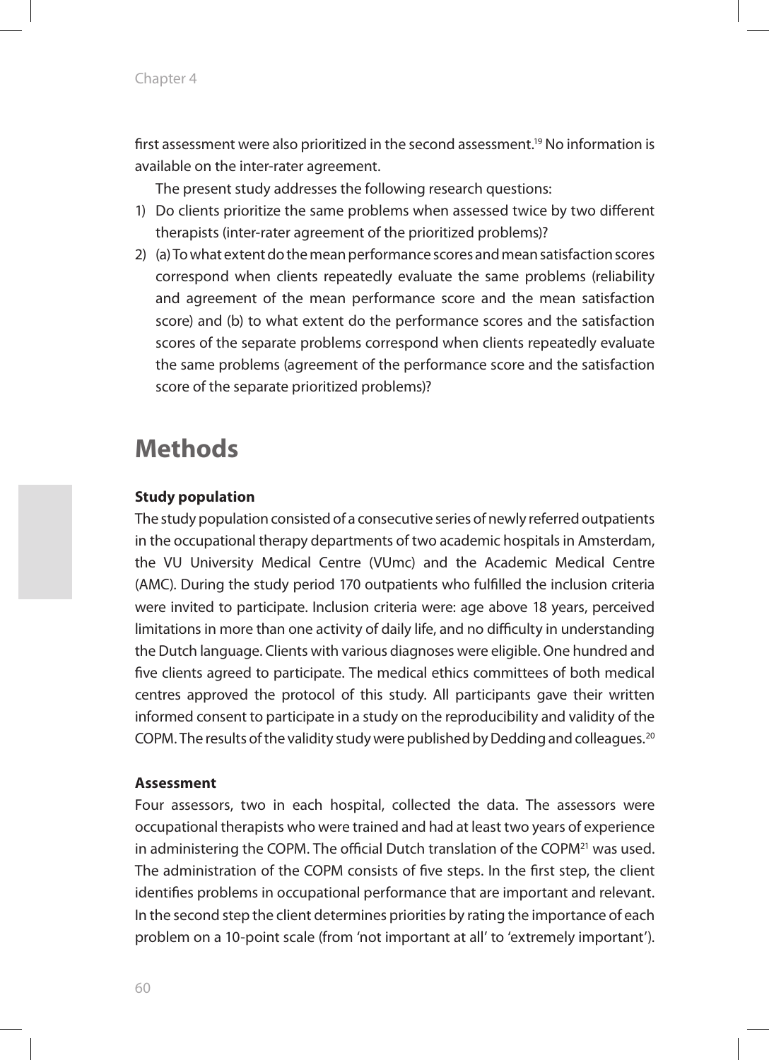first assessment were also prioritized in the second assessment.[19] No information is available on the inter-rater agreement.

The present study addresses the following research questions:

1) Do clients prioritize the same problems when assessed twice by two different therapists (inter-rater agreement of the prioritized problems)?
2) (a) To what extent do the mean performance scores and mean satisfaction scores correspond when clients repeatedly evaluate the same problems (reliability and agreement of the mean performance score and the mean satisfaction score) and (b) to what extent do the performance scores and the satisfaction scores of the separate problems correspond when clients repeatedly evaluate the same problems (agreement of the performance score and the satisfaction score of the separate prioritized problems)?

# Methods

### Study population

The study population consisted of a consecutive series of newly referred outpatients in the occupational therapy departments of two academic hospitals in Amsterdam, the VU University Medical Centre (VUmc) and the Academic Medical Centre (AMC). During the study period 170 outpatients who fulfilled the inclusion criteria were invited to participate. Inclusion criteria were: age above 18 years, perceived limitations in more than one activity of daily life, and no difficulty in understanding the Dutch language. Clients with various diagnoses were eligible. One hundred and five clients agreed to participate. The medical ethics committees of both medical centres approved the protocol of this study. All participants gave their written informed consent to participate in a study on the reproducibility and validity of the COPM. The results of the validity study were published by Dedding and colleagues.[20]

### Assessment

Four assessors, two in each hospital, collected the data. The assessors were occupational therapists who were trained and had at least two years of experience in administering the COPM. The official Dutch translation of the COPM[21] was used. The administration of the COPM consists of five steps. In the first step, the client identifies problems in occupational performance that are important and relevant. In the second step the client determines priorities by rating the importance of each problem on a 10-point scale (from 'not important at all' to 'extremely important').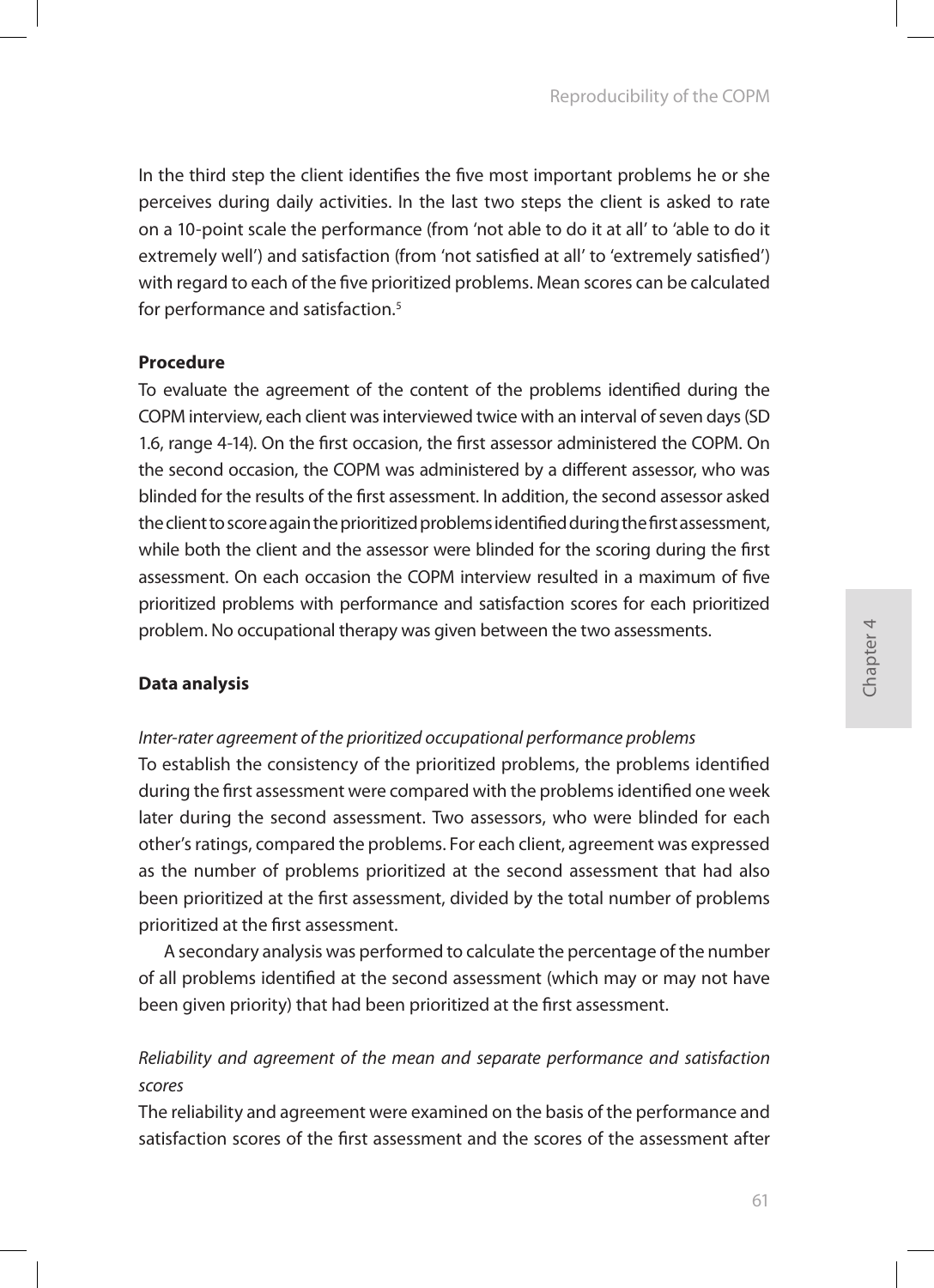In the third step the client identifies the five most important problems he or she perceives during daily activities. In the last two steps the client is asked to rate on a 10-point scale the performance (from 'not able to do it at all' to 'able to do it extremely well') and satisfaction (from 'not satisfied at all' to 'extremely satisfied') with regard to each of the five prioritized problems. Mean scores can be calculated for performance and satisfaction.[5]

**Procedure**

To evaluate the agreement of the content of the problems identified during the COPM interview, each client was interviewed twice with an interval of seven days (SD 1.6, range 4-14). On the first occasion, the first assessor administered the COPM. On the second occasion, the COPM was administered by a different assessor, who was blinded for the results of the first assessment. In addition, the second assessor asked the client to score again the prioritized problems identified during the first assessment, while both the client and the assessor were blinded for the scoring during the first assessment. On each occasion the COPM interview resulted in a maximum of five prioritized problems with performance and satisfaction scores for each prioritized problem. No occupational therapy was given between the two assessments.

**Data analysis**

*Inter-rater agreement of the prioritized occupational performance problems*

To establish the consistency of the prioritized problems, the problems identified during the first assessment were compared with the problems identified one week later during the second assessment. Two assessors, who were blinded for each other's ratings, compared the problems. For each client, agreement was expressed as the number of problems prioritized at the second assessment that had also been prioritized at the first assessment, divided by the total number of problems prioritized at the first assessment.

A secondary analysis was performed to calculate the percentage of the number of all problems identified at the second assessment (which may or may not have been given priority) that had been prioritized at the first assessment.

*Reliability and agreement of the mean and separate performance and satisfaction scores*

The reliability and agreement were examined on the basis of the performance and satisfaction scores of the first assessment and the scores of the assessment after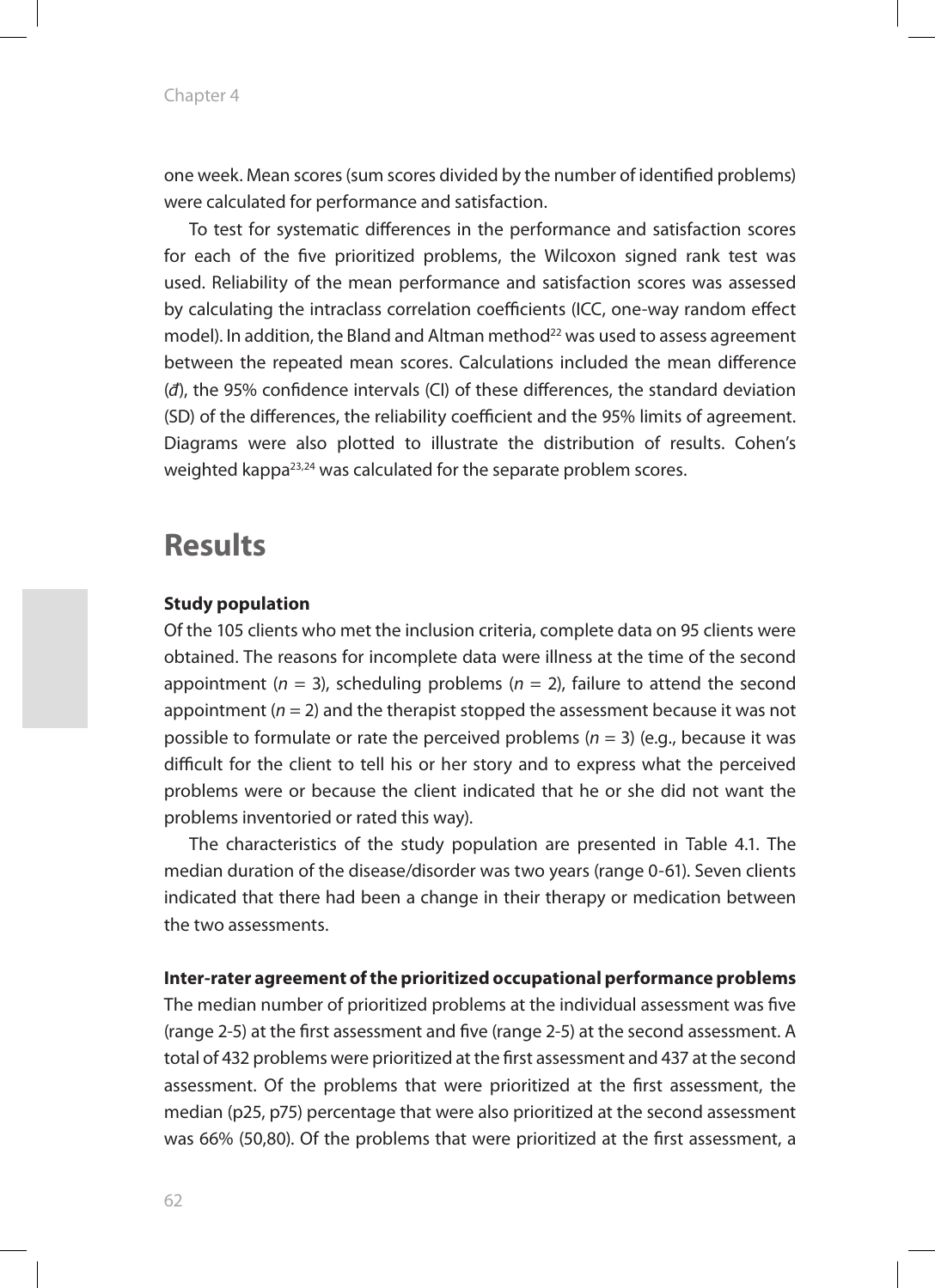one week. Mean scores (sum scores divided by the number of identified problems) were calculated for performance and satisfaction.

To test for systematic differences in the performance and satisfaction scores for each of the five prioritized problems, the Wilcoxon signed rank test was used. Reliability of the mean performance and satisfaction scores was assessed by calculating the intraclass correlation coefficients (ICC, one-way random effect model). In addition, the Bland and Altman method[22] was used to assess agreement between the repeated mean scores. Calculations included the mean difference ($\bar{d}$), the 95% confidence intervals (CI) of these differences, the standard deviation (SD) of the differences, the reliability coefficient and the 95% limits of agreement. Diagrams were also plotted to illustrate the distribution of results. Cohen's weighted kappa[23,24] was calculated for the separate problem scores.

# Results

**Study population**

Of the 105 clients who met the inclusion criteria, complete data on 95 clients were obtained. The reasons for incomplete data were illness at the time of the second appointment (*n* = 3), scheduling problems (*n* = 2), failure to attend the second appointment (*n* = 2) and the therapist stopped the assessment because it was not possible to formulate or rate the perceived problems (*n* = 3) (e.g., because it was difficult for the client to tell his or her story and to express what the perceived problems were or because the client indicated that he or she did not want the problems inventoried or rated this way).

The characteristics of the study population are presented in Table 4.1. The median duration of the disease/disorder was two years (range 0-61). Seven clients indicated that there had been a change in their therapy or medication between the two assessments.

**Inter-rater agreement of the prioritized occupational performance problems**

The median number of prioritized problems at the individual assessment was five (range 2-5) at the first assessment and five (range 2-5) at the second assessment. A total of 432 problems were prioritized at the first assessment and 437 at the second assessment. Of the problems that were prioritized at the first assessment, the median (p25, p75) percentage that were also prioritized at the second assessment was 66% (50,80). Of the problems that were prioritized at the first assessment, a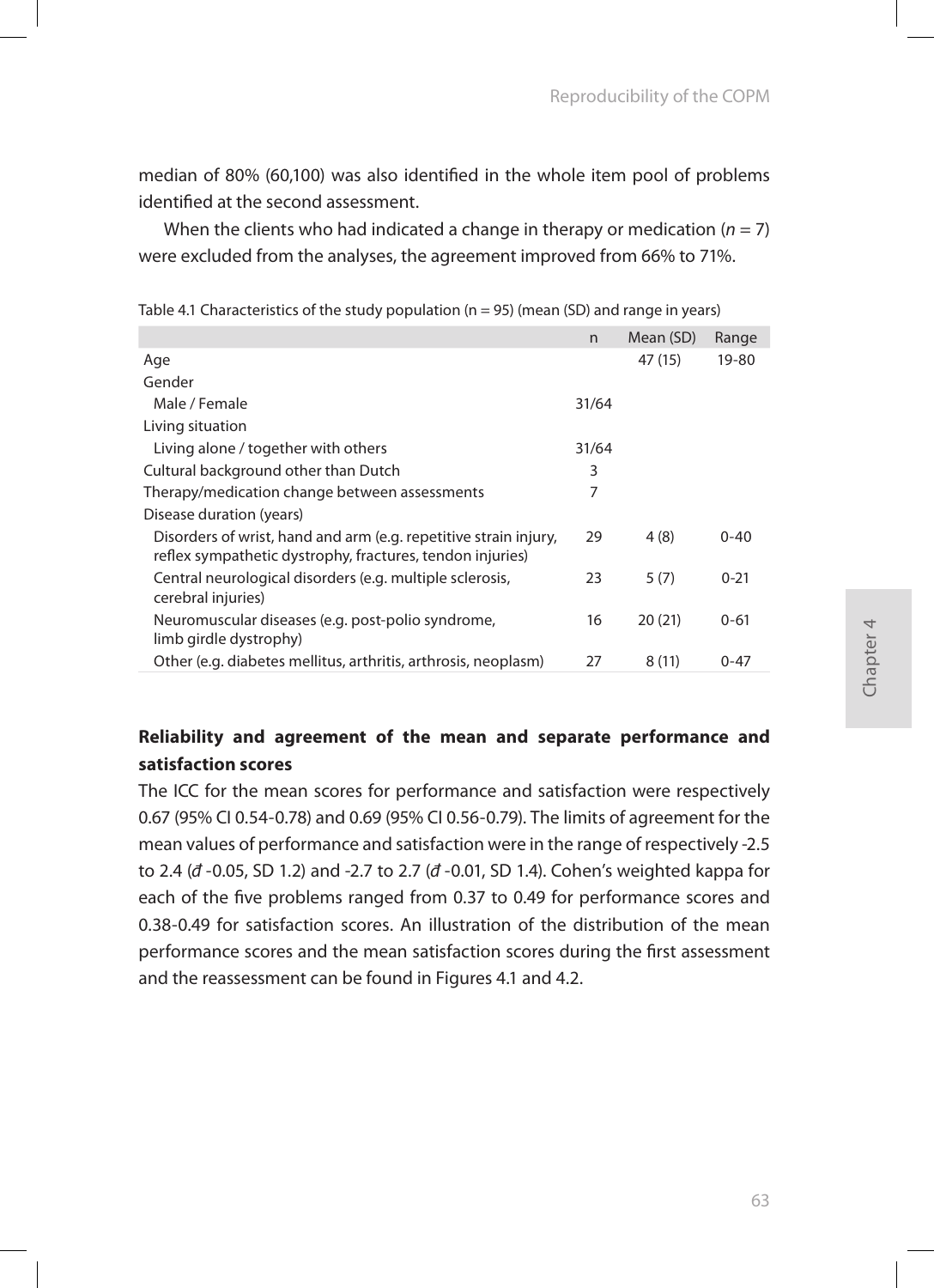median of 80% (60,100) was also identified in the whole item pool of problems identified at the second assessment.

When the clients who had indicated a change in therapy or medication ($n = 7$) were excluded from the analyses, the agreement improved from 66% to 71%.

Table 4.1 Characteristics of the study population (n = 95) (mean (SD) and range in years)

| | n | Mean (SD) | Range |
|---|---|---|---|
| Age | | 47 (15) | 19-80 |
| Gender | | | |
| Male / Female | 31/64 | | |
| Living situation | | | |
| Living alone / together with others | 31/64 | | |
| Cultural background other than Dutch | 3 | | |
| Therapy/medication change between assessments | 7 | | |
| Disease duration (years) | | | |
| Disorders of wrist, hand and arm (e.g. repetitive strain injury, reflex sympathetic dystrophy, fractures, tendon injuries) | 29 | 4 (8) | 0-40 |
| Central neurological disorders (e.g. multiple sclerosis, cerebral injuries) | 23 | 5 (7) | 0-21 |
| Neuromuscular diseases (e.g. post-polio syndrome, limb girdle dystrophy) | 16 | 20 (21) | 0-61 |
| Other (e.g. diabetes mellitus, arthritis, arthrosis, neoplasm) | 27 | 8 (11) | 0-47 |

**Reliability and agreement of the mean and separate performance and satisfaction scores**

The ICC for the mean scores for performance and satisfaction were respectively 0.67 (95% CI 0.54-0.78) and 0.69 (95% CI 0.56-0.79). The limits of agreement for the mean values of performance and satisfaction were in the range of respectively -2.5 to 2.4 ($\bar{d}$ -0.05, SD 1.2) and -2.7 to 2.7 ($\bar{d}$ -0.01, SD 1.4). Cohen's weighted kappa for each of the five problems ranged from 0.37 to 0.49 for performance scores and 0.38-0.49 for satisfaction scores. An illustration of the distribution of the mean performance scores and the mean satisfaction scores during the first assessment and the reassessment can be found in Figures 4.1 and 4.2.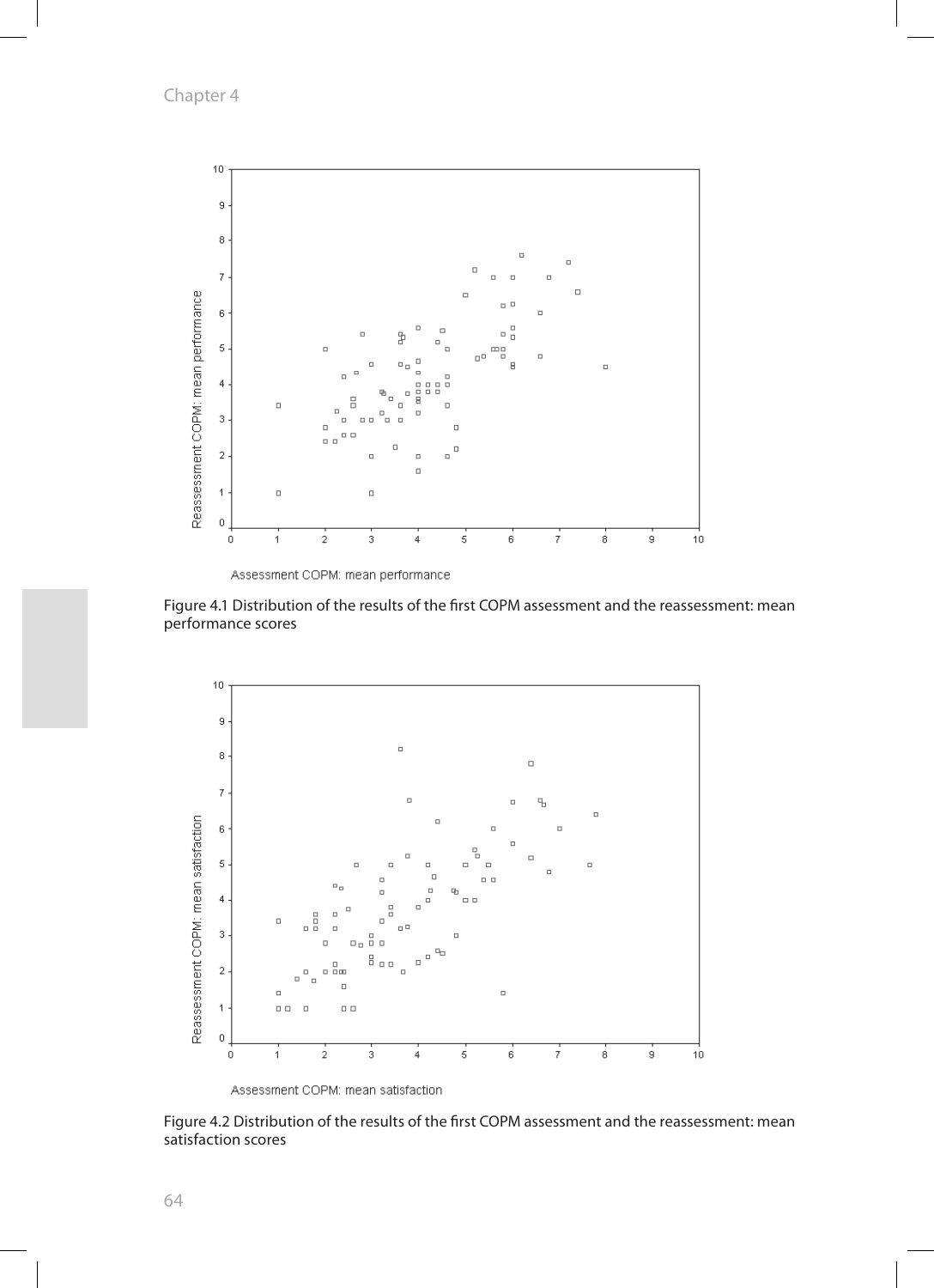Figure 4.1 Distribution of the results of the first COPM assessment and the reassessment: mean performance scores

Figure 4.2 Distribution of the results of the first COPM assessment and the reassessment: mean satisfaction scores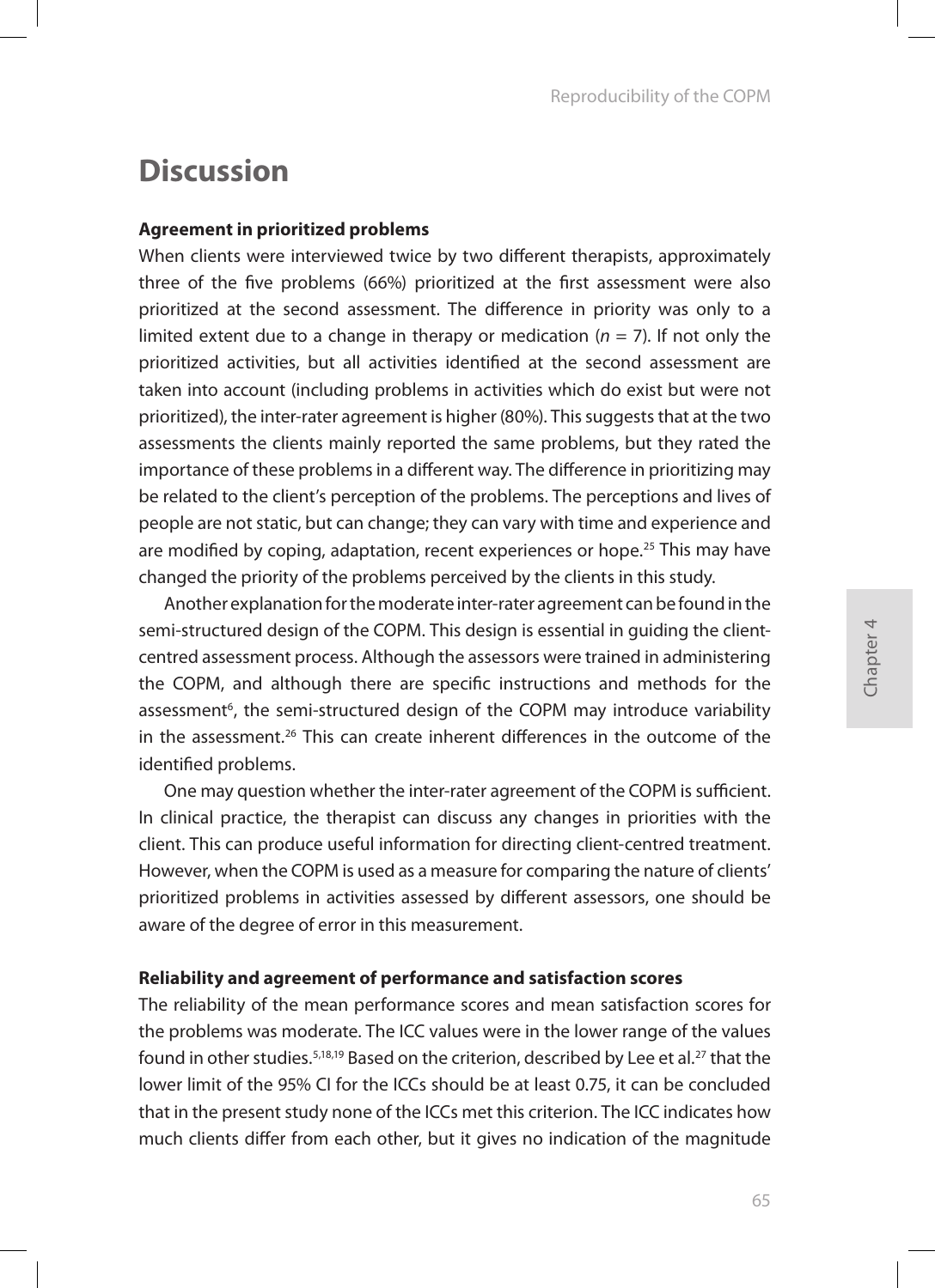# Discussion

### Agreement in prioritized problems

When clients were interviewed twice by two different therapists, approximately three of the five problems (66%) prioritized at the first assessment were also prioritized at the second assessment. The difference in priority was only to a limited extent due to a change in therapy or medication ($n = 7$). If not only the prioritized activities, but all activities identified at the second assessment are taken into account (including problems in activities which do exist but were not prioritized), the inter-rater agreement is higher (80%). This suggests that at the two assessments the clients mainly reported the same problems, but they rated the importance of these problems in a different way. The difference in prioritizing may be related to the client's perception of the problems. The perceptions and lives of people are not static, but can change; they can vary with time and experience and are modified by coping, adaptation, recent experiences or hope.[25] This may have changed the priority of the problems perceived by the clients in this study.

Another explanation for the moderate inter-rater agreement can be found in the semi-structured design of the COPM. This design is essential in guiding the client-centred assessment process. Although the assessors were trained in administering the COPM, and although there are specific instructions and methods for the assessment[6], the semi-structured design of the COPM may introduce variability in the assessment.[26] This can create inherent differences in the outcome of the identified problems.

One may question whether the inter-rater agreement of the COPM is sufficient. In clinical practice, the therapist can discuss any changes in priorities with the client. This can produce useful information for directing client-centred treatment. However, when the COPM is used as a measure for comparing the nature of clients' prioritized problems in activities assessed by different assessors, one should be aware of the degree of error in this measurement.

### Reliability and agreement of performance and satisfaction scores

The reliability of the mean performance scores and mean satisfaction scores for the problems was moderate. The ICC values were in the lower range of the values found in other studies.[5,18,19] Based on the criterion, described by Lee et al.[27] that the lower limit of the 95% CI for the ICCs should be at least 0.75, it can be concluded that in the present study none of the ICCs met this criterion. The ICC indicates how much clients differ from each other, but it gives no indication of the magnitude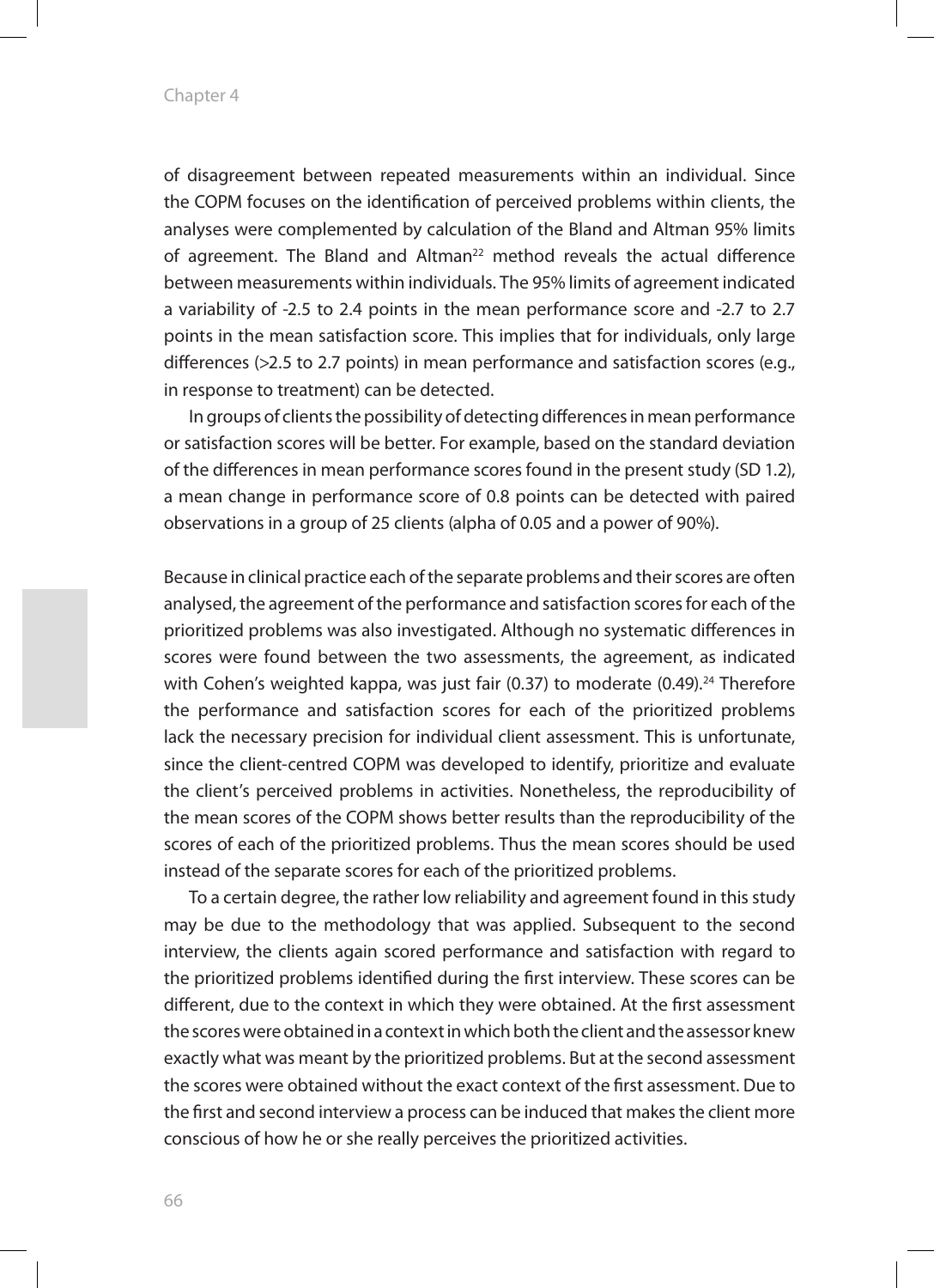of disagreement between repeated measurements within an individual. Since the COPM focuses on the identification of perceived problems within clients, the analyses were complemented by calculation of the Bland and Altman 95% limits of agreement. The Bland and Altman[22] method reveals the actual difference between measurements within individuals. The 95% limits of agreement indicated a variability of -2.5 to 2.4 points in the mean performance score and -2.7 to 2.7 points in the mean satisfaction score. This implies that for individuals, only large differences (>2.5 to 2.7 points) in mean performance and satisfaction scores (e.g., in response to treatment) can be detected.

In groups of clients the possibility of detecting differences in mean performance or satisfaction scores will be better. For example, based on the standard deviation of the differences in mean performance scores found in the present study (SD 1.2), a mean change in performance score of 0.8 points can be detected with paired observations in a group of 25 clients (alpha of 0.05 and a power of 90%).

Because in clinical practice each of the separate problems and their scores are often analysed, the agreement of the performance and satisfaction scores for each of the prioritized problems was also investigated. Although no systematic differences in scores were found between the two assessments, the agreement, as indicated with Cohen's weighted kappa, was just fair (0.37) to moderate (0.49).[24] Therefore the performance and satisfaction scores for each of the prioritized problems lack the necessary precision for individual client assessment. This is unfortunate, since the client-centred COPM was developed to identify, prioritize and evaluate the client's perceived problems in activities. Nonetheless, the reproducibility of the mean scores of the COPM shows better results than the reproducibility of the scores of each of the prioritized problems. Thus the mean scores should be used instead of the separate scores for each of the prioritized problems.

To a certain degree, the rather low reliability and agreement found in this study may be due to the methodology that was applied. Subsequent to the second interview, the clients again scored performance and satisfaction with regard to the prioritized problems identified during the first interview. These scores can be different, due to the context in which they were obtained. At the first assessment the scores were obtained in a context in which both the client and the assessor knew exactly what was meant by the prioritized problems. But at the second assessment the scores were obtained without the exact context of the first assessment. Due to the first and second interview a process can be induced that makes the client more conscious of how he or she really perceives the prioritized activities.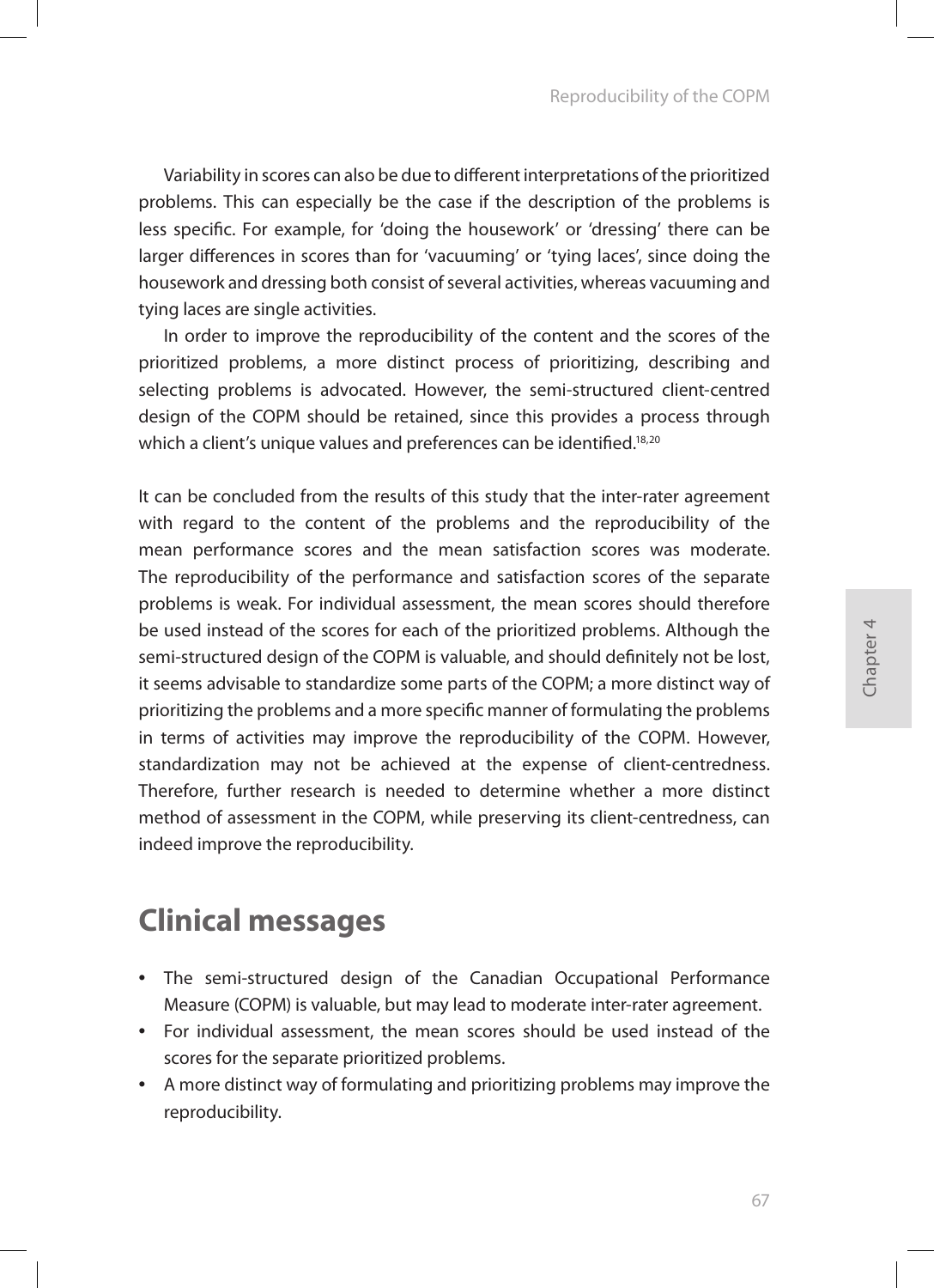Variability in scores can also be due to different interpretations of the prioritized problems. This can especially be the case if the description of the problems is less specific. For example, for 'doing the housework' or 'dressing' there can be larger differences in scores than for 'vacuuming' or 'tying laces', since doing the housework and dressing both consist of several activities, whereas vacuuming and tying laces are single activities.

In order to improve the reproducibility of the content and the scores of the prioritized problems, a more distinct process of prioritizing, describing and selecting problems is advocated. However, the semi-structured client-centred design of the COPM should be retained, since this provides a process through which a client's unique values and preferences can be identified.[18,20]

It can be concluded from the results of this study that the inter-rater agreement with regard to the content of the problems and the reproducibility of the mean performance scores and the mean satisfaction scores was moderate. The reproducibility of the performance and satisfaction scores of the separate problems is weak. For individual assessment, the mean scores should therefore be used instead of the scores for each of the prioritized problems. Although the semi-structured design of the COPM is valuable, and should definitely not be lost, it seems advisable to standardize some parts of the COPM; a more distinct way of prioritizing the problems and a more specific manner of formulating the problems in terms of activities may improve the reproducibility of the COPM. However, standardization may not be achieved at the expense of client-centredness. Therefore, further research is needed to determine whether a more distinct method of assessment in the COPM, while preserving its client-centredness, can indeed improve the reproducibility.

## Clinical messages

- The semi-structured design of the Canadian Occupational Performance Measure (COPM) is valuable, but may lead to moderate inter-rater agreement.
- For individual assessment, the mean scores should be used instead of the scores for the separate prioritized problems.
- A more distinct way of formulating and prioritizing problems may improve the reproducibility.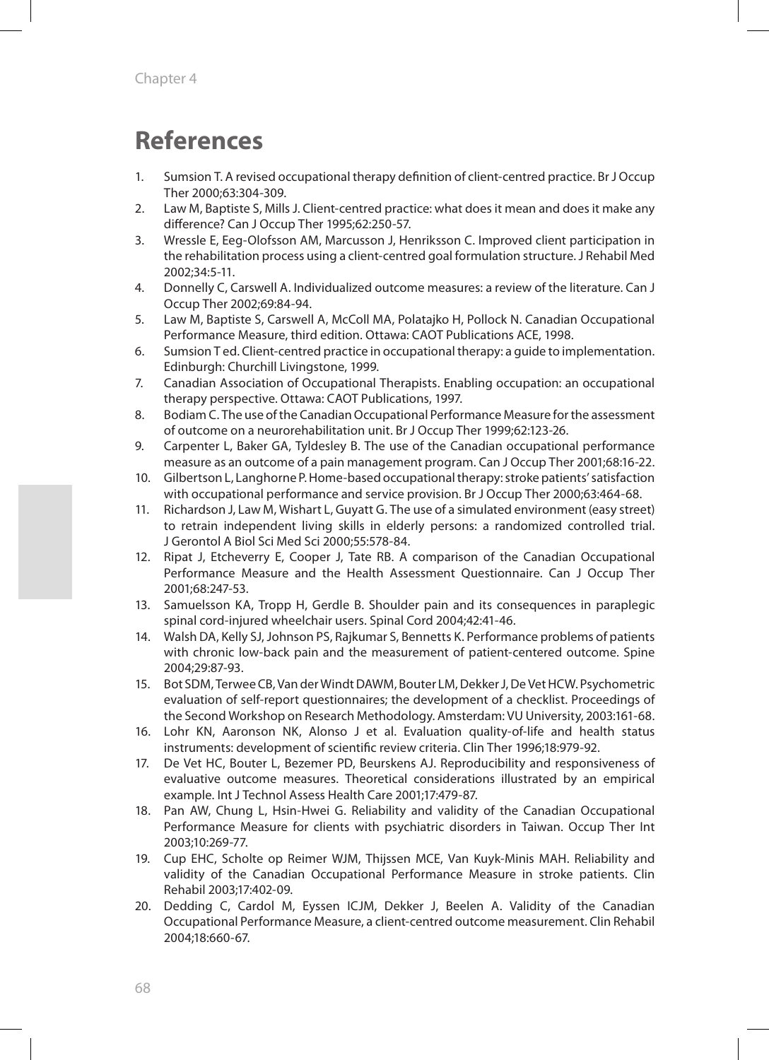# References

1. Sumsion T. A revised occupational therapy definition of client-centred practice. Br J Occup Ther 2000;63:304-309.
2. Law M, Baptiste S, Mills J. Client-centred practice: what does it mean and does it make any difference? Can J Occup Ther 1995;62:250-57.
3. Wressle E, Eeg-Olofsson AM, Marcusson J, Henriksson C. Improved client participation in the rehabilitation process using a client-centred goal formulation structure. J Rehabil Med 2002;34:5-11.
4. Donnelly C, Carswell A. Individualized outcome measures: a review of the literature. Can J Occup Ther 2002;69:84-94.
5. Law M, Baptiste S, Carswell A, McColl MA, Polatajko H, Pollock N. Canadian Occupational Performance Measure, third edition. Ottawa: CAOT Publications ACE, 1998.
6. Sumsion T ed. Client-centred practice in occupational therapy: a guide to implementation. Edinburgh: Churchill Livingstone, 1999.
7. Canadian Association of Occupational Therapists. Enabling occupation: an occupational therapy perspective. Ottawa: CAOT Publications, 1997.
8. Bodiam C. The use of the Canadian Occupational Performance Measure for the assessment of outcome on a neurorehabilitation unit. Br J Occup Ther 1999;62:123-26.
9. Carpenter L, Baker GA, Tyldesley B. The use of the Canadian occupational performance measure as an outcome of a pain management program. Can J Occup Ther 2001;68:16-22.
10. Gilbertson L, Langhorne P. Home-based occupational therapy: stroke patients' satisfaction with occupational performance and service provision. Br J Occup Ther 2000;63:464-68.
11. Richardson J, Law M, Wishart L, Guyatt G. The use of a simulated environment (easy street) to retrain independent living skills in elderly persons: a randomized controlled trial. J Gerontol A Biol Sci Med Sci 2000;55:578-84.
12. Ripat J, Etcheverry E, Cooper J, Tate RB. A comparison of the Canadian Occupational Performance Measure and the Health Assessment Questionnaire. Can J Occup Ther 2001;68:247-53.
13. Samuelsson KA, Tropp H, Gerdle B. Shoulder pain and its consequences in paraplegic spinal cord-injured wheelchair users. Spinal Cord 2004;42:41-46.
14. Walsh DA, Kelly SJ, Johnson PS, Rajkumar S, Bennetts K. Performance problems of patients with chronic low-back pain and the measurement of patient-centered outcome. Spine 2004;29:87-93.
15. Bot SDM, Terwee CB, Van der Windt DAWM, Bouter LM, Dekker J, De Vet HCW. Psychometric evaluation of self-report questionnaires; the development of a checklist. Proceedings of the Second Workshop on Research Methodology. Amsterdam: VU University, 2003:161-68.
16. Lohr KN, Aaronson NK, Alonso J et al. Evaluation quality-of-life and health status instruments: development of scientific review criteria. Clin Ther 1996;18:979-92.
17. De Vet HC, Bouter L, Bezemer PD, Beurskens AJ. Reproducibility and responsiveness of evaluative outcome measures. Theoretical considerations illustrated by an empirical example. Int J Technol Assess Health Care 2001;17:479-87.
18. Pan AW, Chung L, Hsin-Hwei G. Reliability and validity of the Canadian Occupational Performance Measure for clients with psychiatric disorders in Taiwan. Occup Ther Int 2003;10:269-77.
19. Cup EHC, Scholte op Reimer WJM, Thijssen MCE, Van Kuyk-Minis MAH. Reliability and validity of the Canadian Occupational Performance Measure in stroke patients. Clin Rehabil 2003;17:402-09.
20. Dedding C, Cardol M, Eyssen ICJM, Dekker J, Beelen A. Validity of the Canadian Occupational Performance Measure, a client-centred outcome measurement. Clin Rehabil 2004;18:660-67.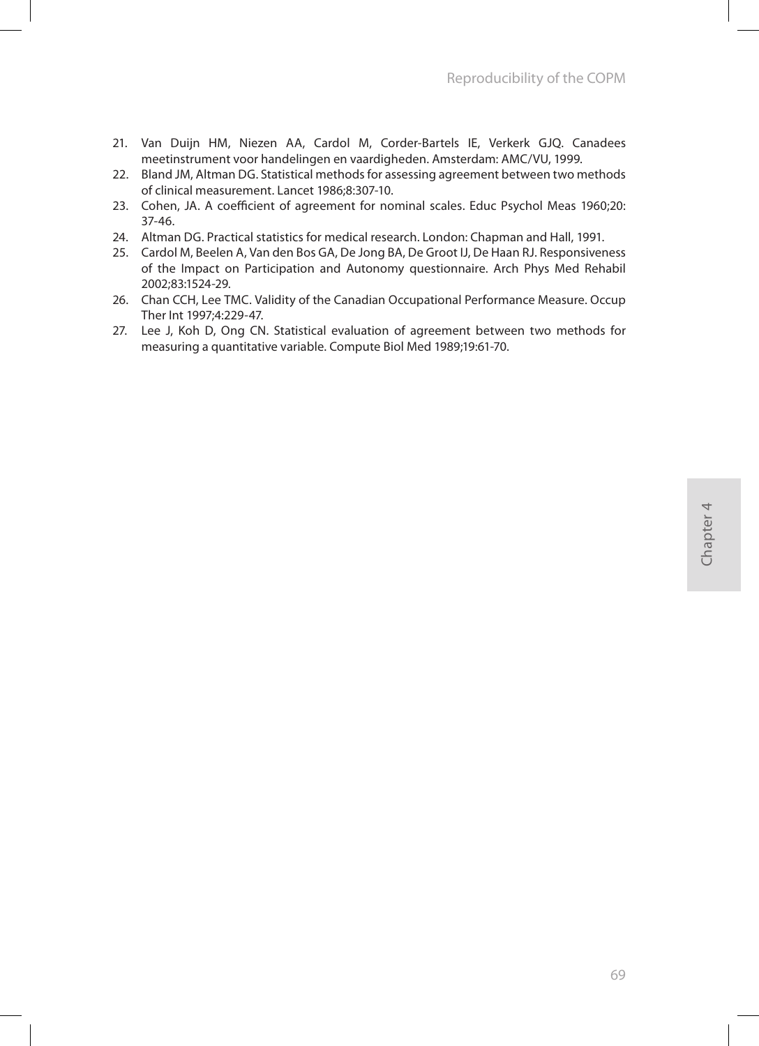21. Van Duijn HM, Niezen AA, Cardol M, Corder-Bartels IE, Verkerk GJQ. Canadees meetinstrument voor handelingen en vaardigheden. Amsterdam: AMC/VU, 1999.
22. Bland JM, Altman DG. Statistical methods for assessing agreement between two methods of clinical measurement. Lancet 1986;8:307-10.
23. Cohen, JA. A coefficient of agreement for nominal scales. Educ Psychol Meas 1960;20: 37-46.
24. Altman DG. Practical statistics for medical research. London: Chapman and Hall, 1991.
25. Cardol M, Beelen A, Van den Bos GA, De Jong BA, De Groot IJ, De Haan RJ. Responsiveness of the Impact on Participation and Autonomy questionnaire. Arch Phys Med Rehabil 2002;83:1524-29.
26. Chan CCH, Lee TMC. Validity of the Canadian Occupational Performance Measure. Occup Ther Int 1997;4:229-47.
27. Lee J, Koh D, Ong CN. Statistical evaluation of agreement between two methods for measuring a quantitative variable. Compute Biol Med 1989;19:61-70.